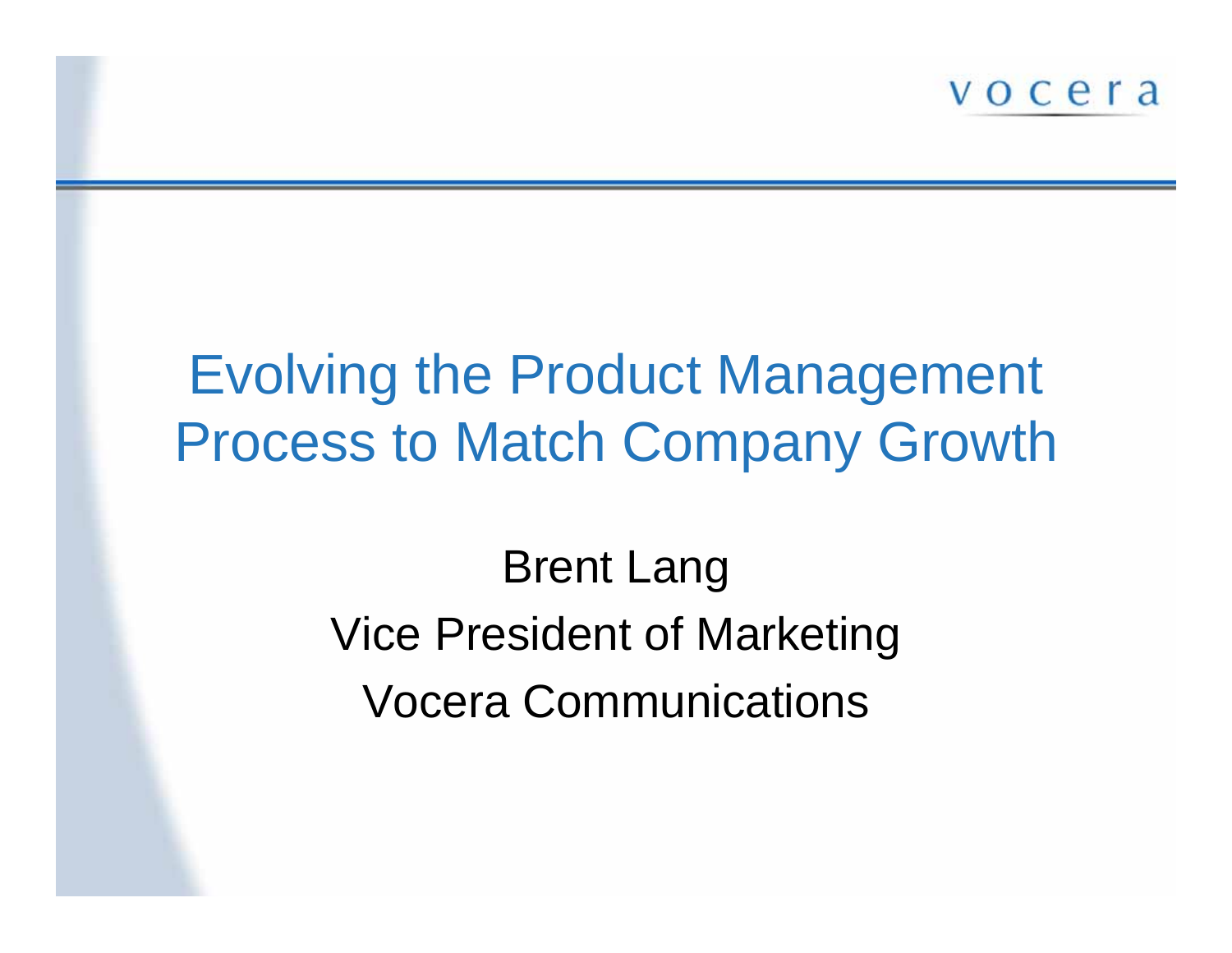vocera

# Evolving the Product Management Process to Match Company Growth

Brent Lang

Vice President of Marketing

Vocera Communications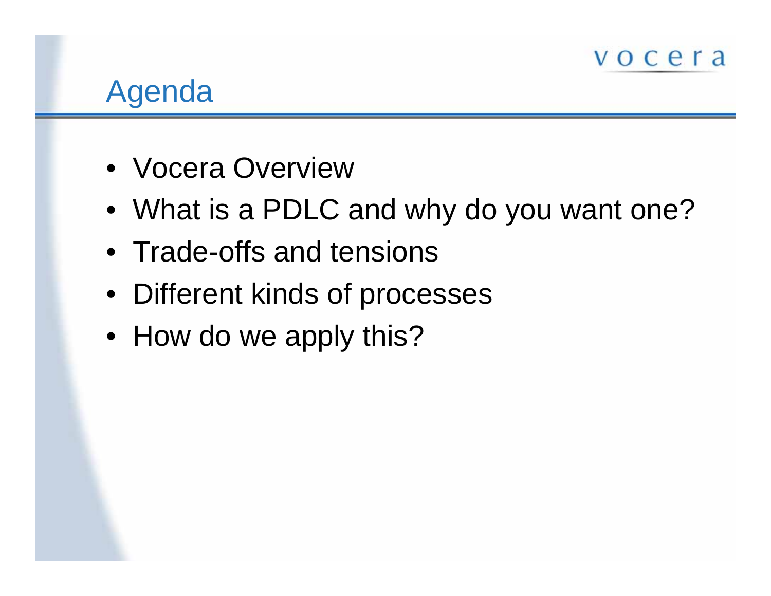# Agenda

- Vocera Overview
- What is a PDLC and why do you want one?
- Trade-offs and tensions
- Different kinds of processes
- How do we apply this?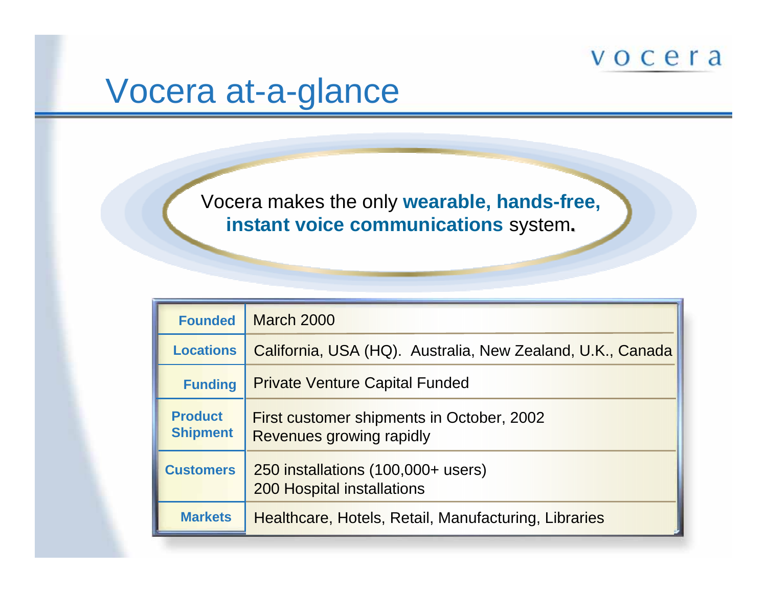# Vocera at-a-glance

Vocera makes the only **wearable, hands-free, instant voice communications** system.

| | |
|---|---|
| **Founded** | March 2000 |
| **Locations** | California, USA (HQ). Australia, New Zealand, U.K., Canada |
| **Funding** | Private Venture Capital Funded |
| **Product Shipment** | First customer shipments in October, 2002<br>Revenues growing rapidly |
| **Customers** | 250 installations (100,000+ users)<br>200 Hospital installations |
| **Markets** | Healthcare, Hotels, Retail, Manufacturing, Libraries |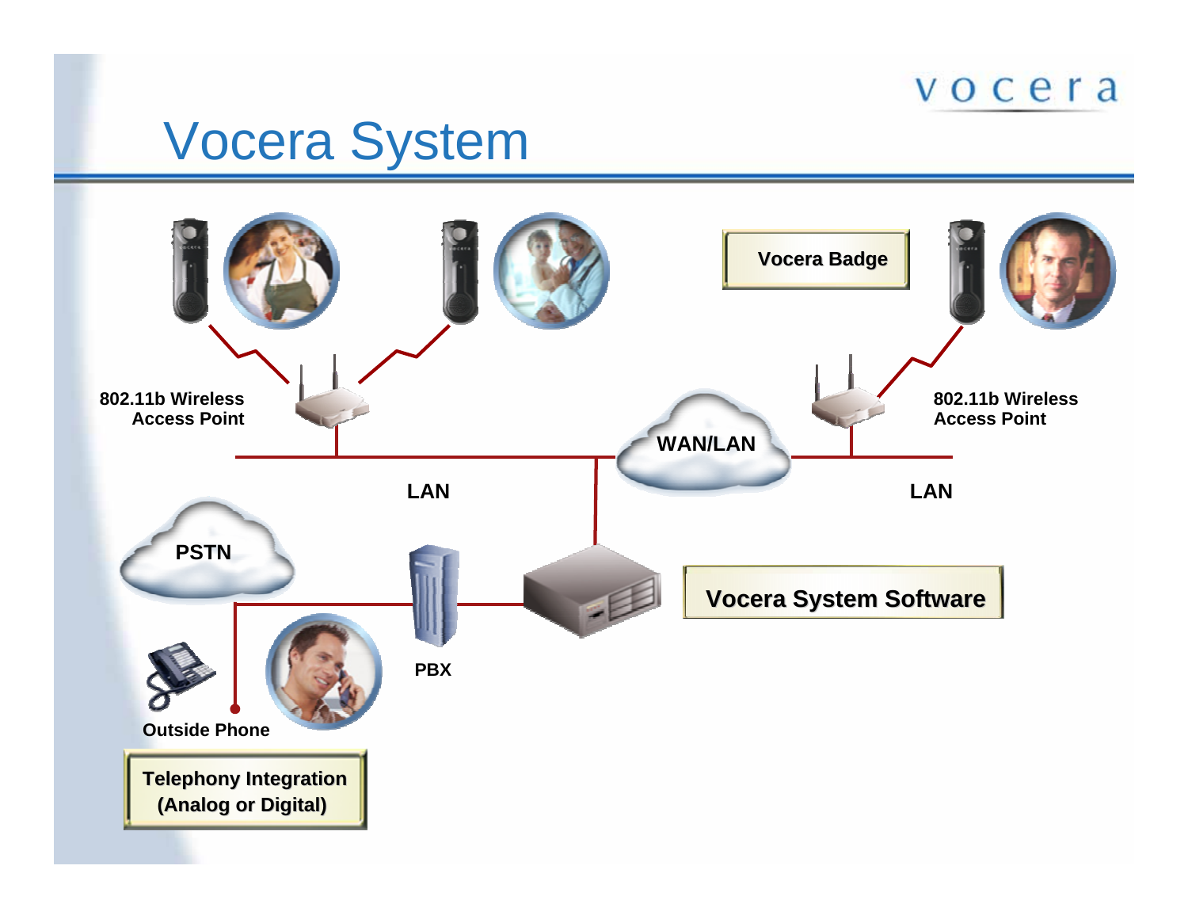# Vocera System

Vocera Badge

802.11b Wireless Access Point

802.11b Wireless Access Point

WAN/LAN

LAN

LAN

PSTN

PBX

Vocera System Software

Outside Phone

Telephony Integration (Analog or Digital)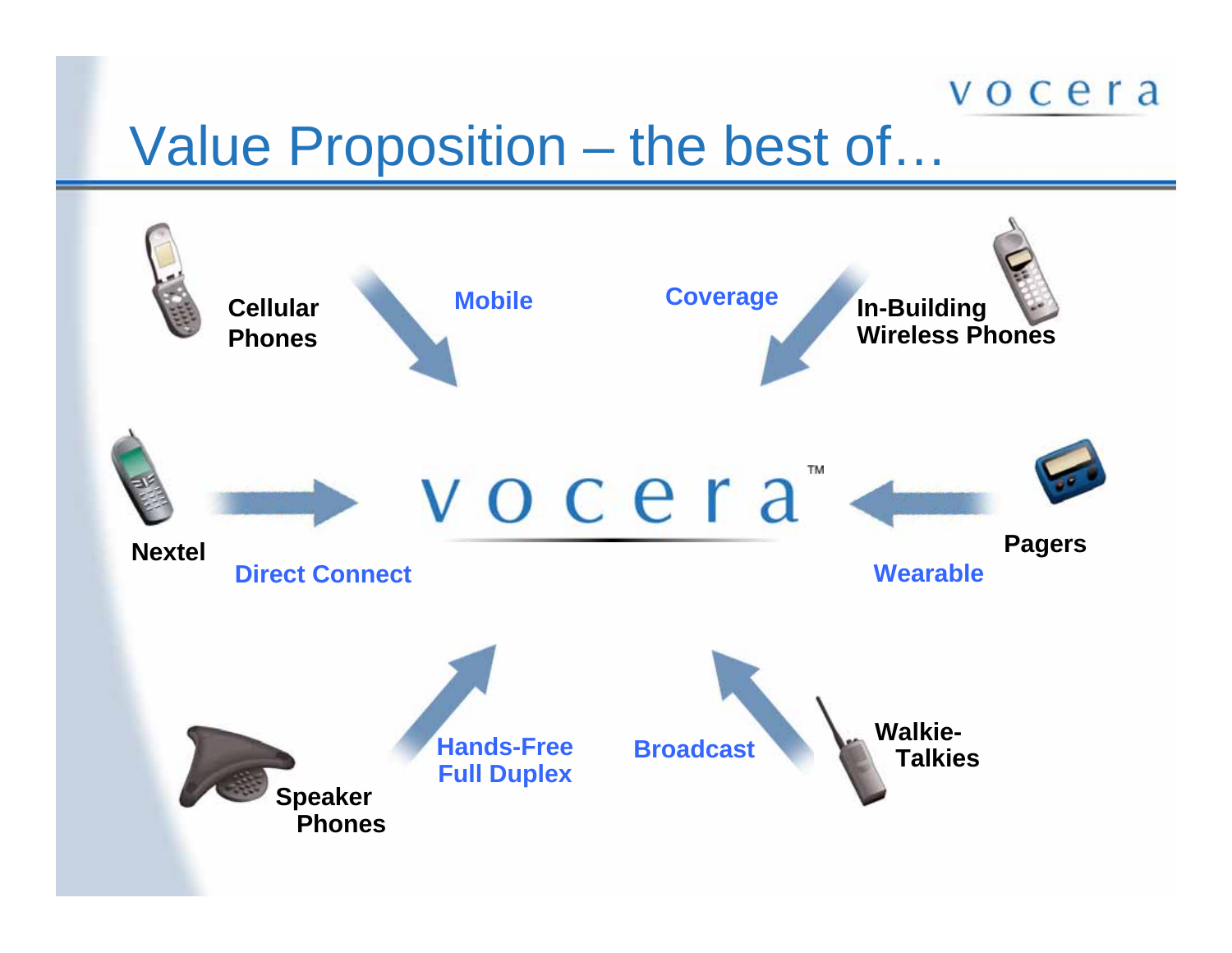# Value Proposition – the best of…

vocera™

- **Cellular Phones** — Mobile
- **In-Building Wireless Phones** — Coverage
- **Nextel** — Direct Connect
- **Pagers** — Wearable
- **Speaker Phones** — Hands-Free Full Duplex
- **Walkie-Talkies** — Broadcast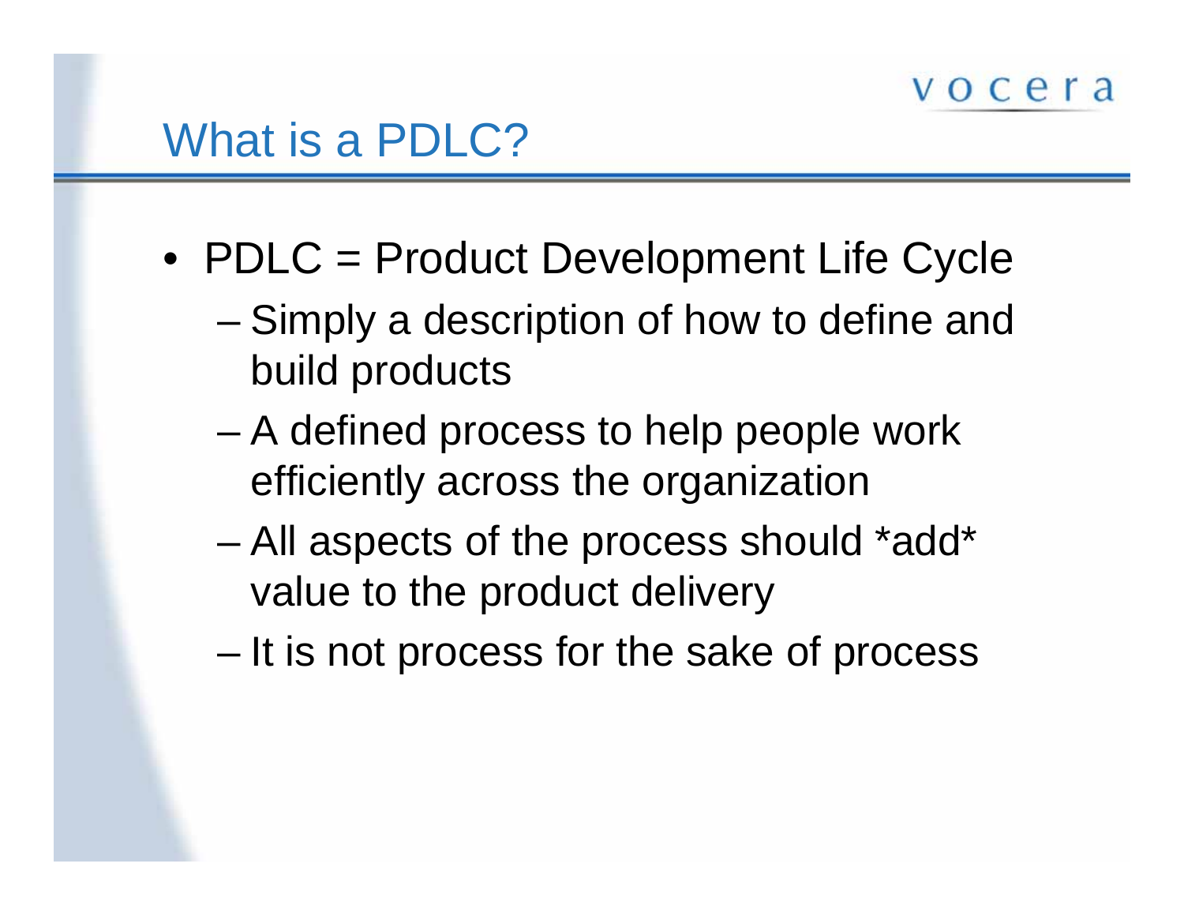# What is a PDLC?

- PDLC = Product Development Life Cycle
  - Simply a description of how to define and build products
  - A defined process to help people work efficiently across the organization
  - All aspects of the process should *add* value to the product delivery
  - It is not process for the sake of process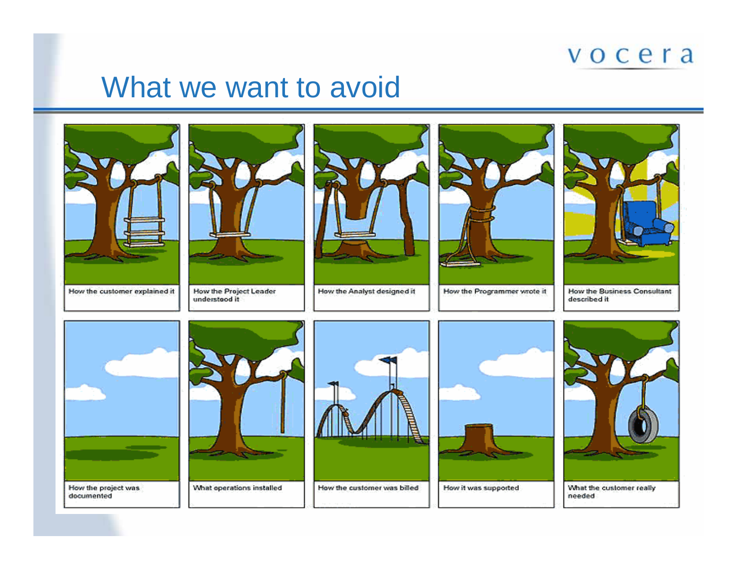# What we want to avoid

How the customer explained it

How the Project Leader understood it

How the Analyst designed it

How the Programmer wrote it

How the Business Consultant described it

How the project was documented

What operations installed

How the customer was billed

How it was supported

What the customer really needed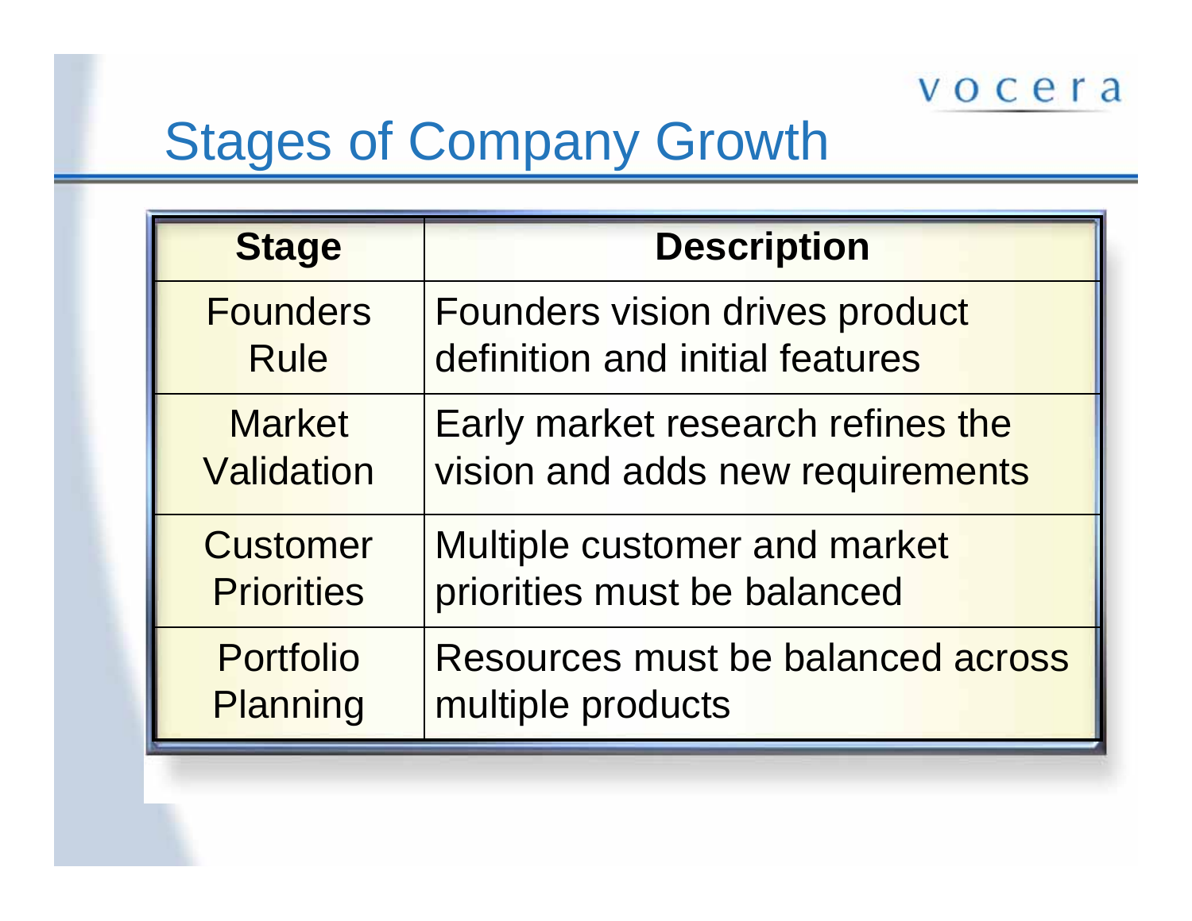# Stages of Company Growth

| Stage | Description |
|---|---|
| Founders Rule | Founders vision drives product definition and initial features |
| Market Validation | Early market research refines the vision and adds new requirements |
| Customer Priorities | Multiple customer and market priorities must be balanced |
| Portfolio Planning | Resources must be balanced across multiple products |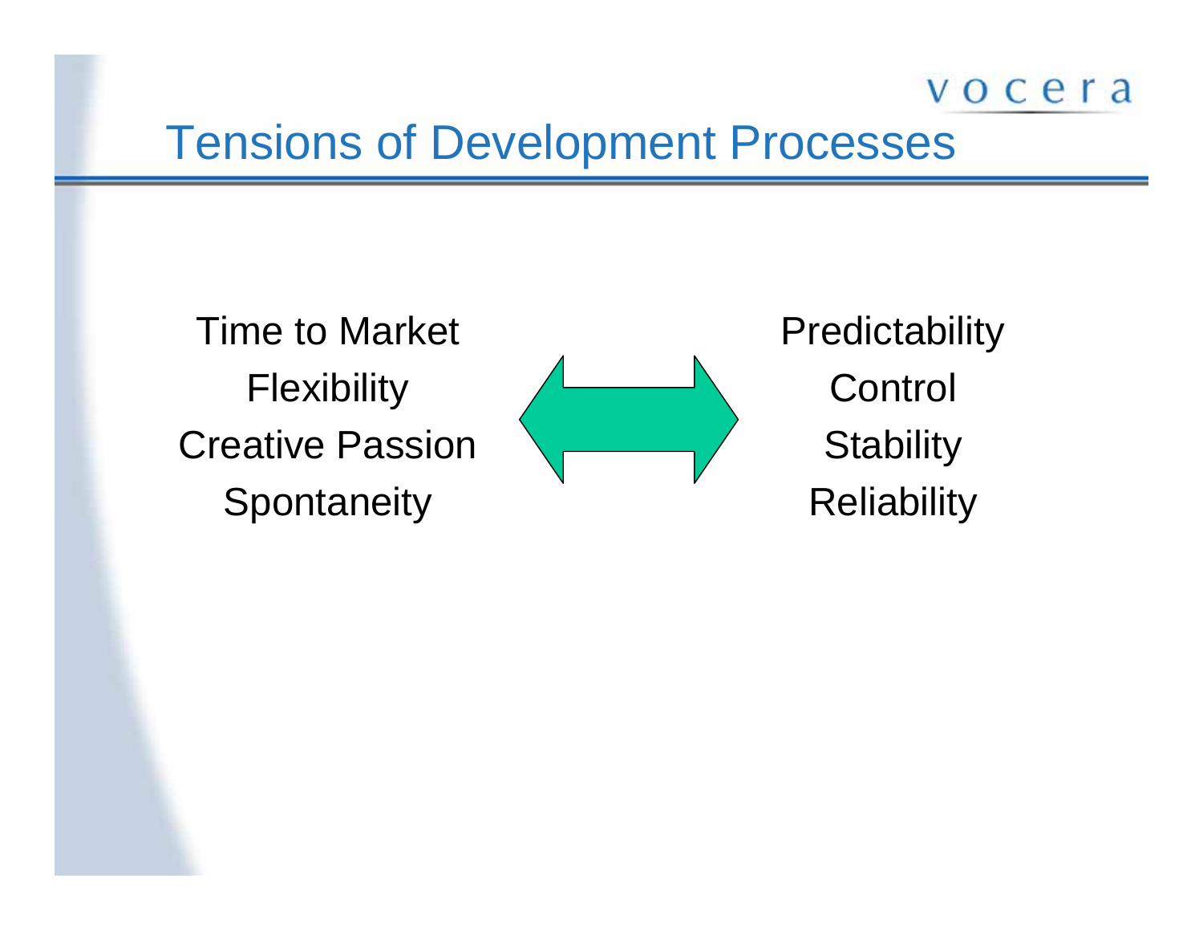# Tensions of Development Processes

| | | |
|---|---|---|
| Time to Market | ⟷ | Predictability |
| Flexibility | | Control |
| Creative Passion | | Stability |
| Spontaneity | | Reliability |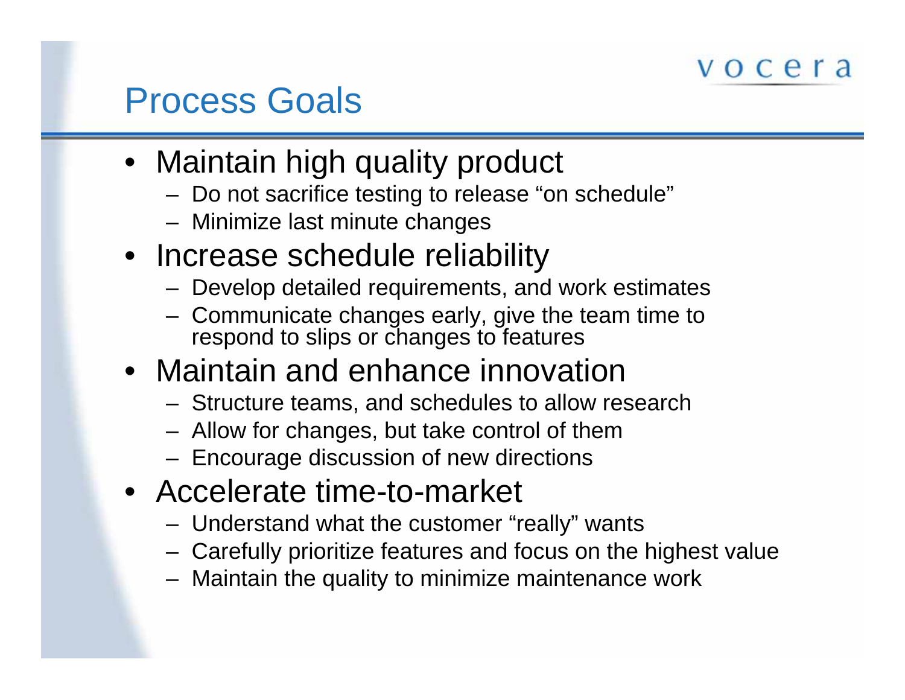# Process Goals

- Maintain high quality product
  - Do not sacrifice testing to release "on schedule"
  - Minimize last minute changes
- Increase schedule reliability
  - Develop detailed requirements, and work estimates
  - Communicate changes early, give the team time to respond to slips or changes to features
- Maintain and enhance innovation
  - Structure teams, and schedules to allow research
  - Allow for changes, but take control of them
  - Encourage discussion of new directions
- Accelerate time-to-market
  - Understand what the customer "really" wants
  - Carefully prioritize features and focus on the highest value
  - Maintain the quality to minimize maintenance work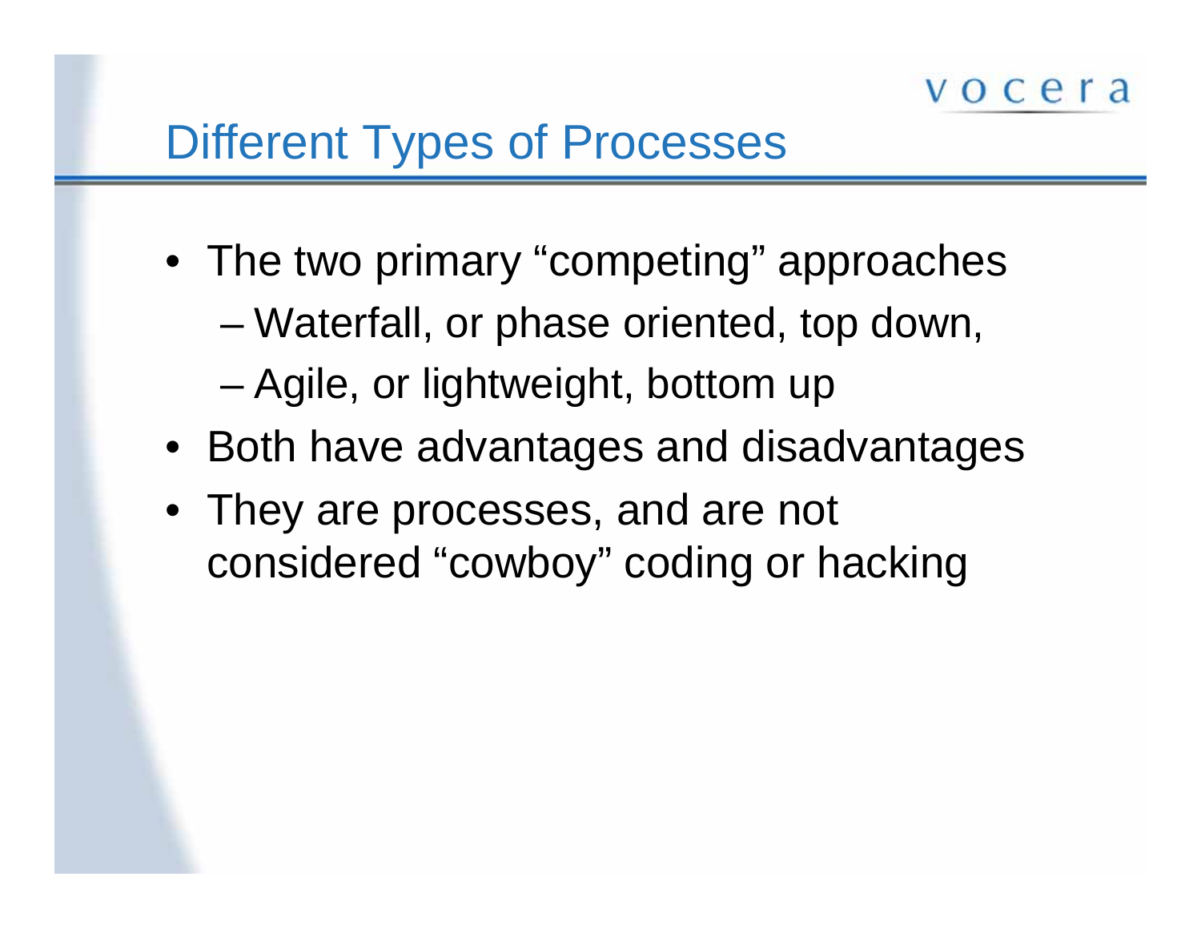# Different Types of Processes

- The two primary "competing" approaches
  - Waterfall, or phase oriented, top down,
  - Agile, or lightweight, bottom up
- Both have advantages and disadvantages
- They are processes, and are not considered "cowboy" coding or hacking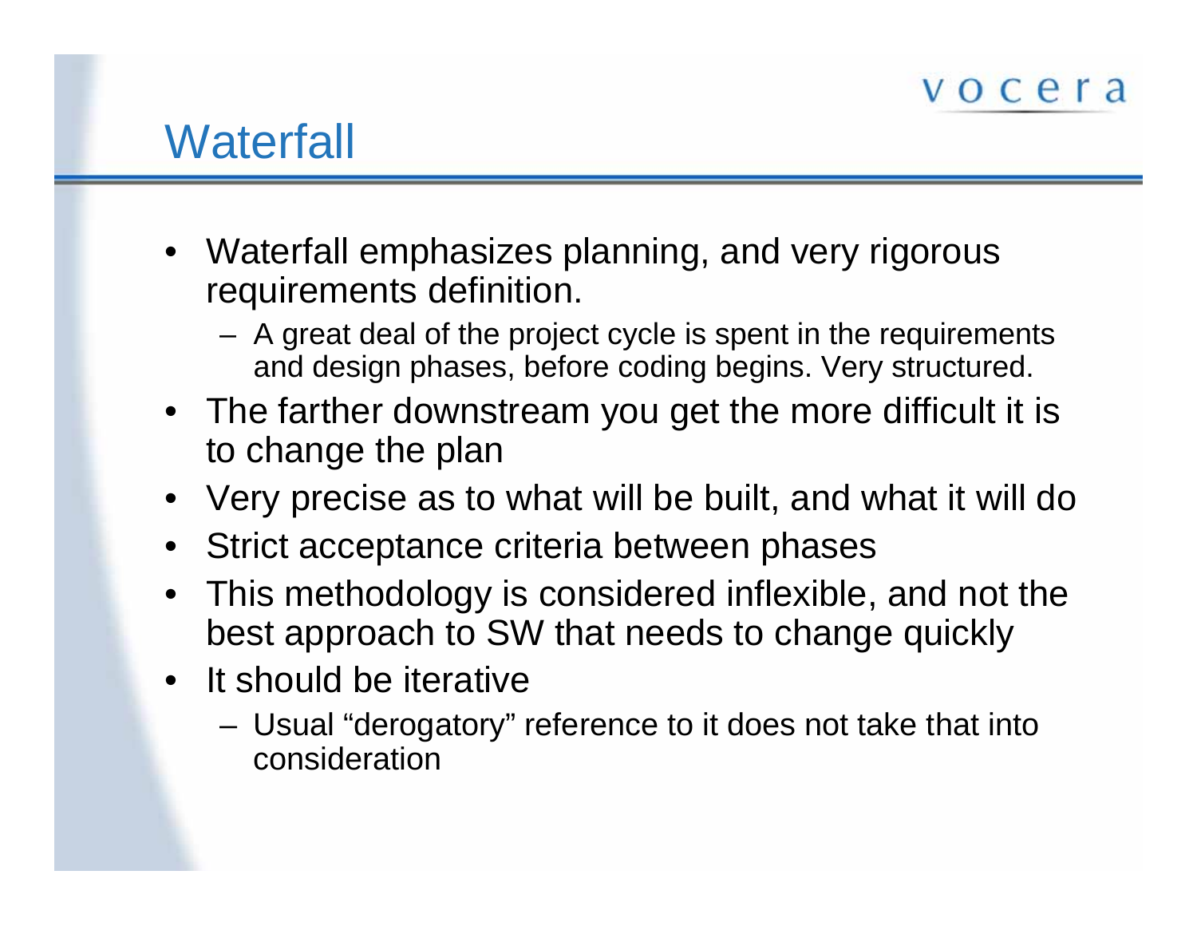# Waterfall

- Waterfall emphasizes planning, and very rigorous requirements definition.
  - A great deal of the project cycle is spent in the requirements and design phases, before coding begins. Very structured.
- The farther downstream you get the more difficult it is to change the plan
- Very precise as to what will be built, and what it will do
- Strict acceptance criteria between phases
- This methodology is considered inflexible, and not the best approach to SW that needs to change quickly
- It should be iterative
  - Usual "derogatory" reference to it does not take that into consideration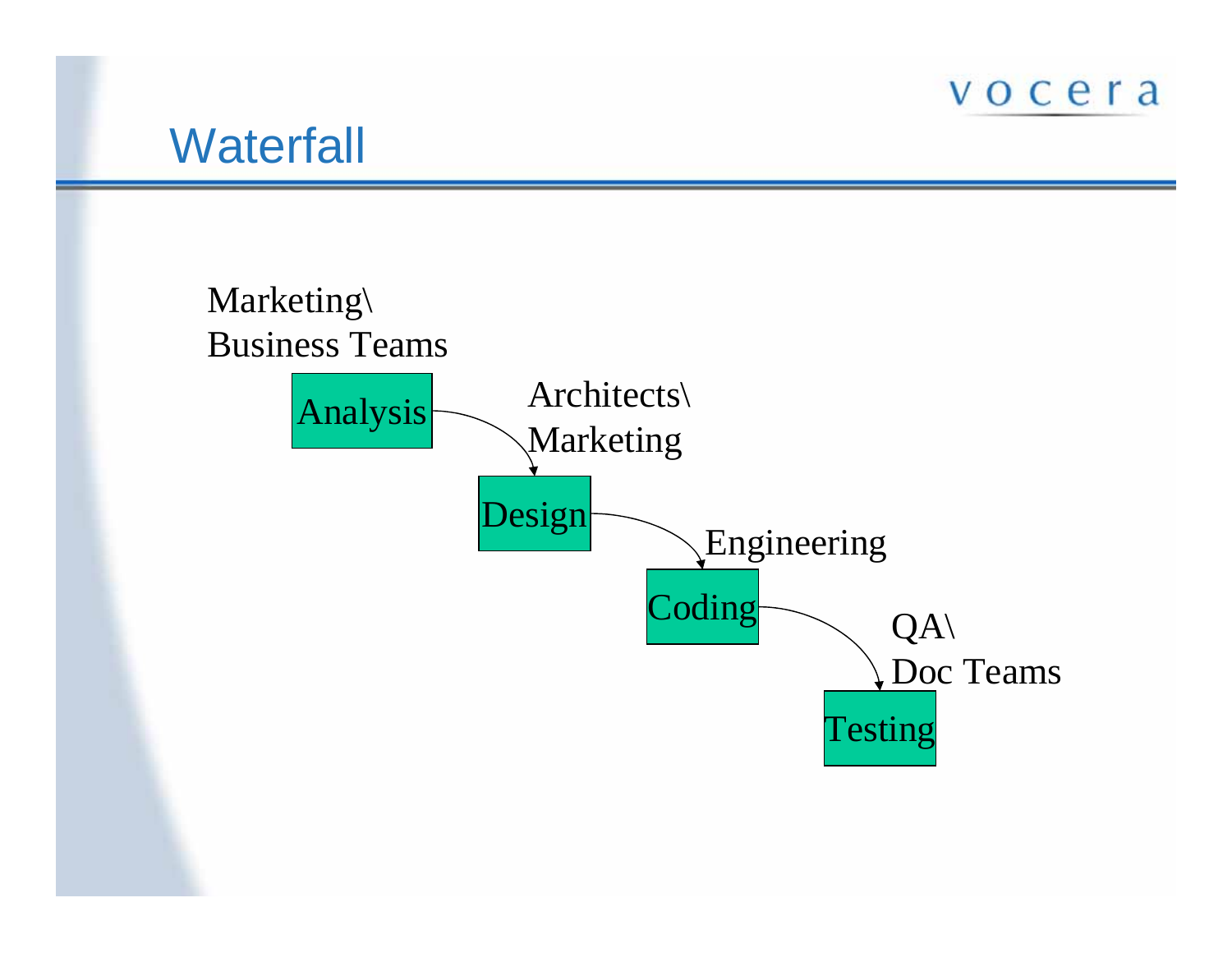# Waterfall

Marketing\
Business Teams

Analysis

Architects\
Marketing

Design

Engineering

Coding

QA\
Doc Teams

Testing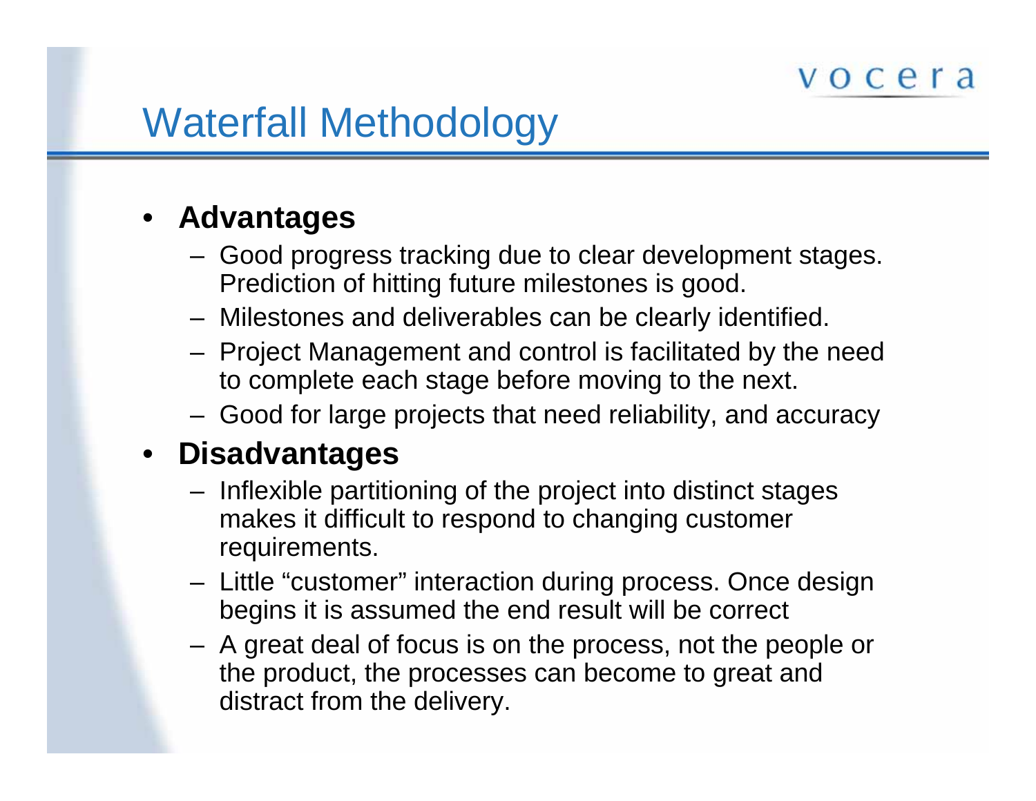# Waterfall Methodology

- **Advantages**
  - Good progress tracking due to clear development stages. Prediction of hitting future milestones is good.
  - Milestones and deliverables can be clearly identified.
  - Project Management and control is facilitated by the need to complete each stage before moving to the next.
  - Good for large projects that need reliability, and accuracy
- **Disadvantages**
  - Inflexible partitioning of the project into distinct stages makes it difficult to respond to changing customer requirements.
  - Little "customer" interaction during process. Once design begins it is assumed the end result will be correct
  - A great deal of focus is on the process, not the people or the product, the processes can become to great and distract from the delivery.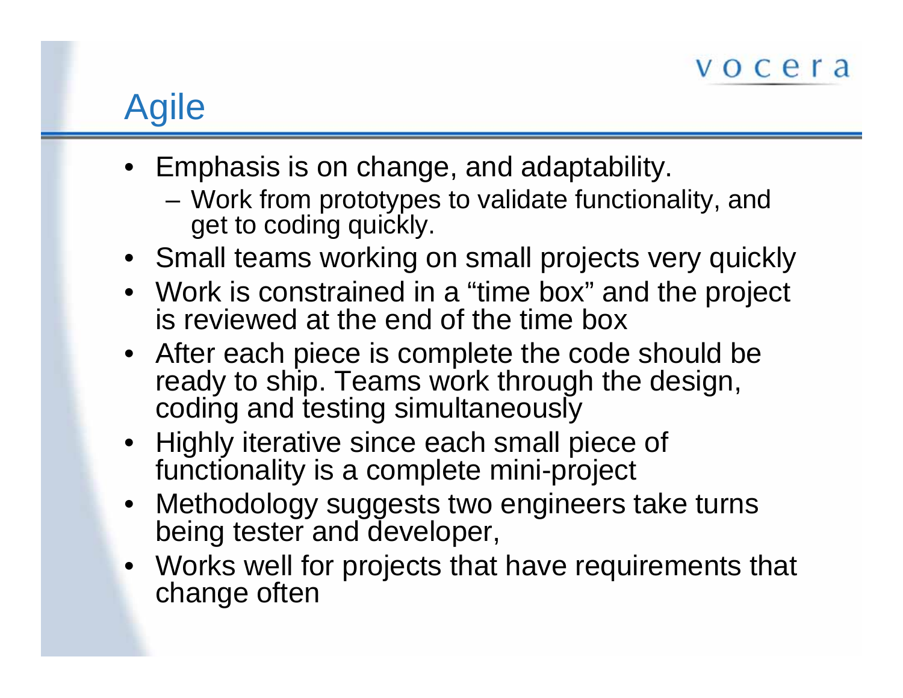# Agile

- Emphasis is on change, and adaptability.
  - Work from prototypes to validate functionality, and get to coding quickly.
- Small teams working on small projects very quickly
- Work is constrained in a “time box” and the project is reviewed at the end of the time box
- After each piece is complete the code should be ready to ship. Teams work through the design, coding and testing simultaneously
- Highly iterative since each small piece of functionality is a complete mini-project
- Methodology suggests two engineers take turns being tester and developer,
- Works well for projects that have requirements that change often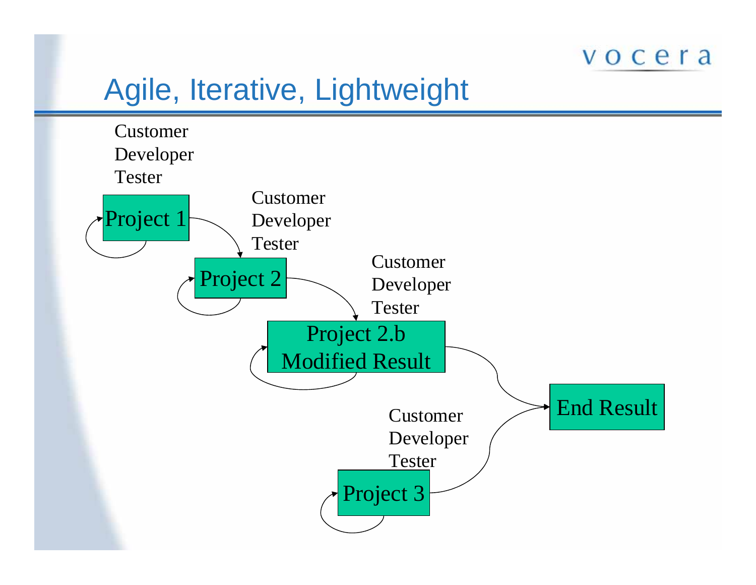# Agile, Iterative, Lightweight

Customer
Developer
Tester

Project 1

Customer
Developer
Tester

Project 2

Customer
Developer
Tester

Project 2.b
Modified Result

End Result

Customer
Developer
Tester

Project 3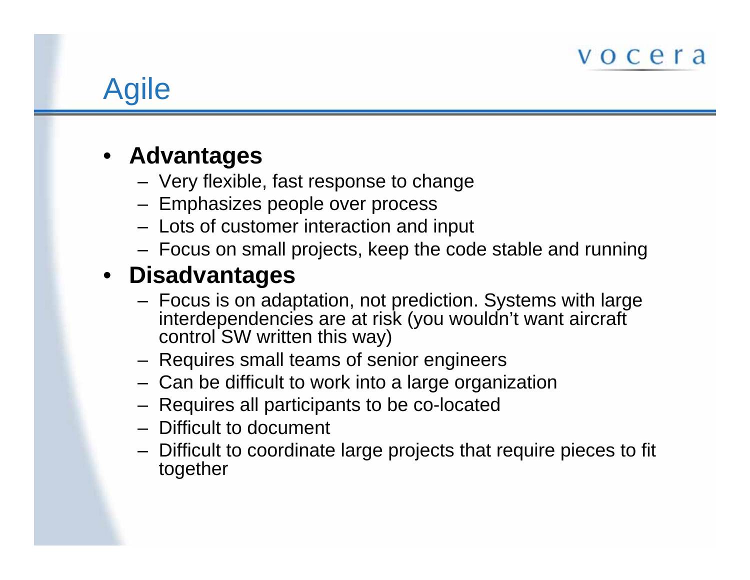# Agile

- **Advantages**
  - Very flexible, fast response to change
  - Emphasizes people over process
  - Lots of customer interaction and input
  - Focus on small projects, keep the code stable and running
- **Disadvantages**
  - Focus is on adaptation, not prediction. Systems with large interdependencies are at risk (you wouldn't want aircraft control SW written this way)
  - Requires small teams of senior engineers
  - Can be difficult to work into a large organization
  - Requires all participants to be co-located
  - Difficult to document
  - Difficult to coordinate large projects that require pieces to fit together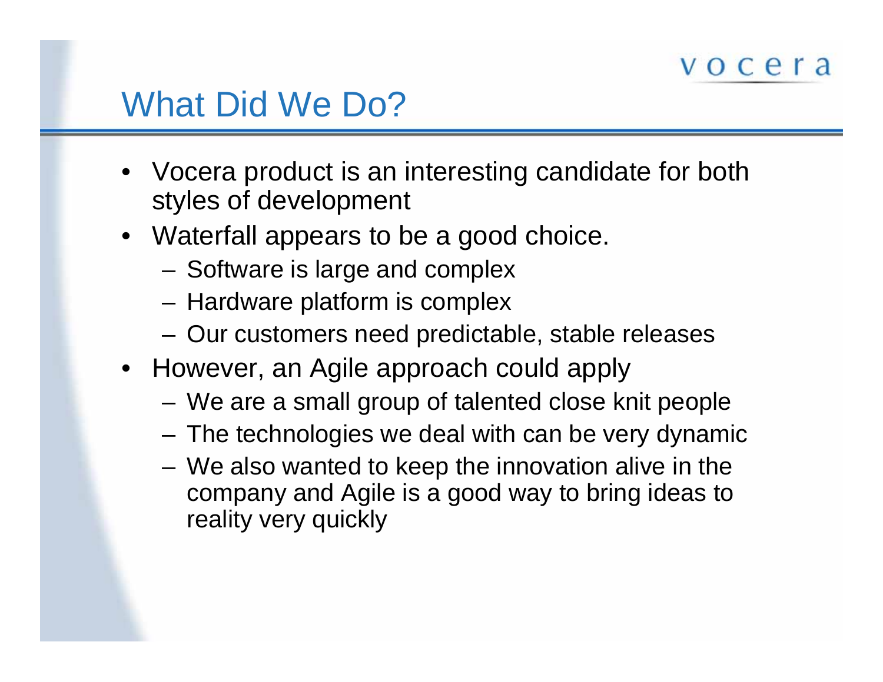# What Did We Do?

- Vocera product is an interesting candidate for both styles of development
- Waterfall appears to be a good choice.
  - Software is large and complex
  - Hardware platform is complex
  - Our customers need predictable, stable releases
- However, an Agile approach could apply
  - We are a small group of talented close knit people
  - The technologies we deal with can be very dynamic
  - We also wanted to keep the innovation alive in the company and Agile is a good way to bring ideas to reality very quickly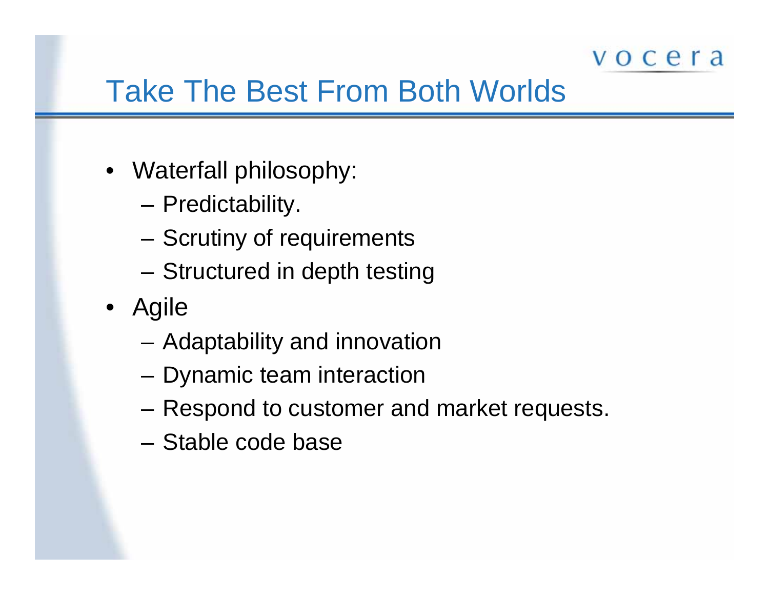# Take The Best From Both Worlds

- Waterfall philosophy:
  - Predictability.
  - Scrutiny of requirements
  - Structured in depth testing
- Agile
  - Adaptability and innovation
  - Dynamic team interaction
  - Respond to customer and market requests.
  - Stable code base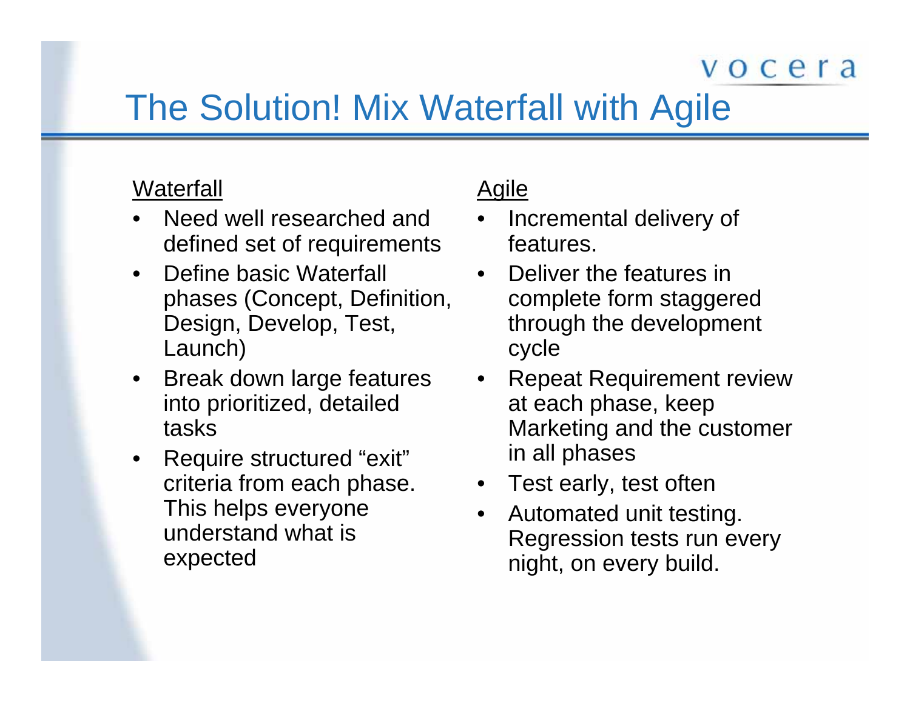# The Solution! Mix Waterfall with Agile

<u>Waterfall</u>

- Need well researched and defined set of requirements
- Define basic Waterfall phases (Concept, Definition, Design, Develop, Test, Launch)
- Break down large features into prioritized, detailed tasks
- Require structured "exit" criteria from each phase. This helps everyone understand what is expected

<u>Agile</u>

- Incremental delivery of features.
- Deliver the features in complete form staggered through the development cycle
- Repeat Requirement review at each phase, keep Marketing and the customer in all phases
- Test early, test often
- Automated unit testing. Regression tests run every night, on every build.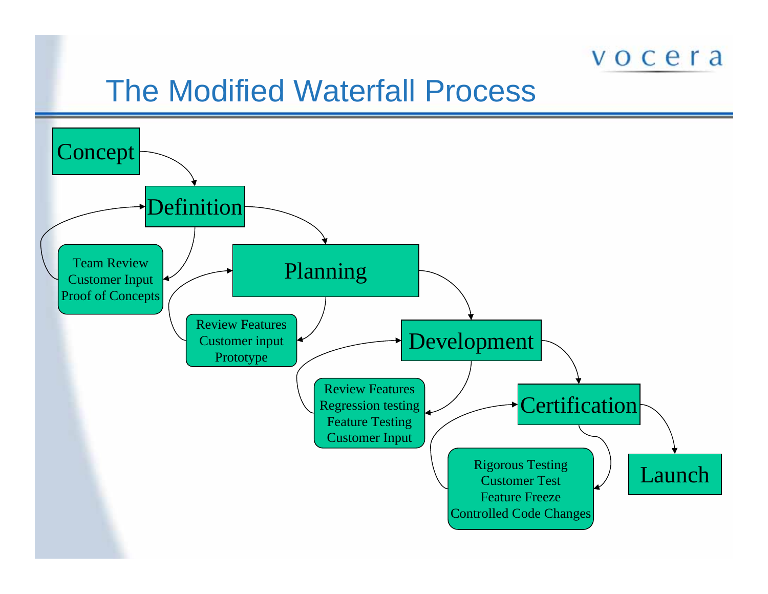# The Modified Waterfall Process

- Concept
- Definition
  - Team Review
  - Customer Input
  - Proof of Concepts
- Planning
  - Review Features
  - Customer input
  - Prototype
- Development
  - Review Features
  - Regression testing
  - Feature Testing
  - Customer Input
- Certification
  - Rigorous Testing
  - Customer Test
  - Feature Freeze
  - Controlled Code Changes
- Launch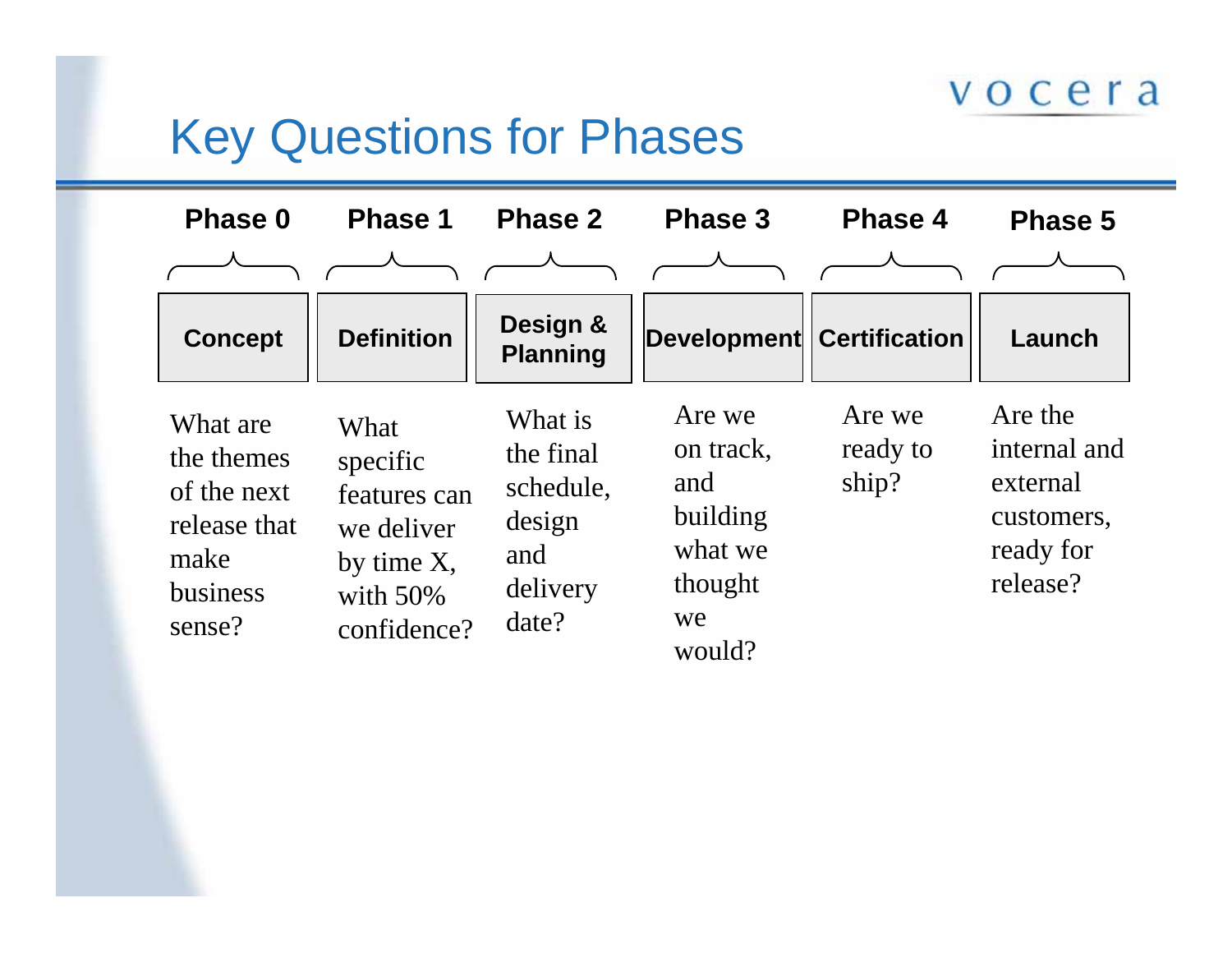# Key Questions for Phases

| Phase 0 | Phase 1 | Phase 2 | Phase 3 | Phase 4 | Phase 5 |
|---|---|---|---|---|---|
| **Concept** | **Definition** | **Design & Planning** | **Development** | **Certification** | **Launch** |
| What are the themes of the next release that make business sense? | What specific features can we deliver by time X, with 50% confidence? | What is the final schedule, design and delivery date? | Are we on track, and building what we thought we would? | Are we ready to ship? | Are the internal and external customers, ready for release? |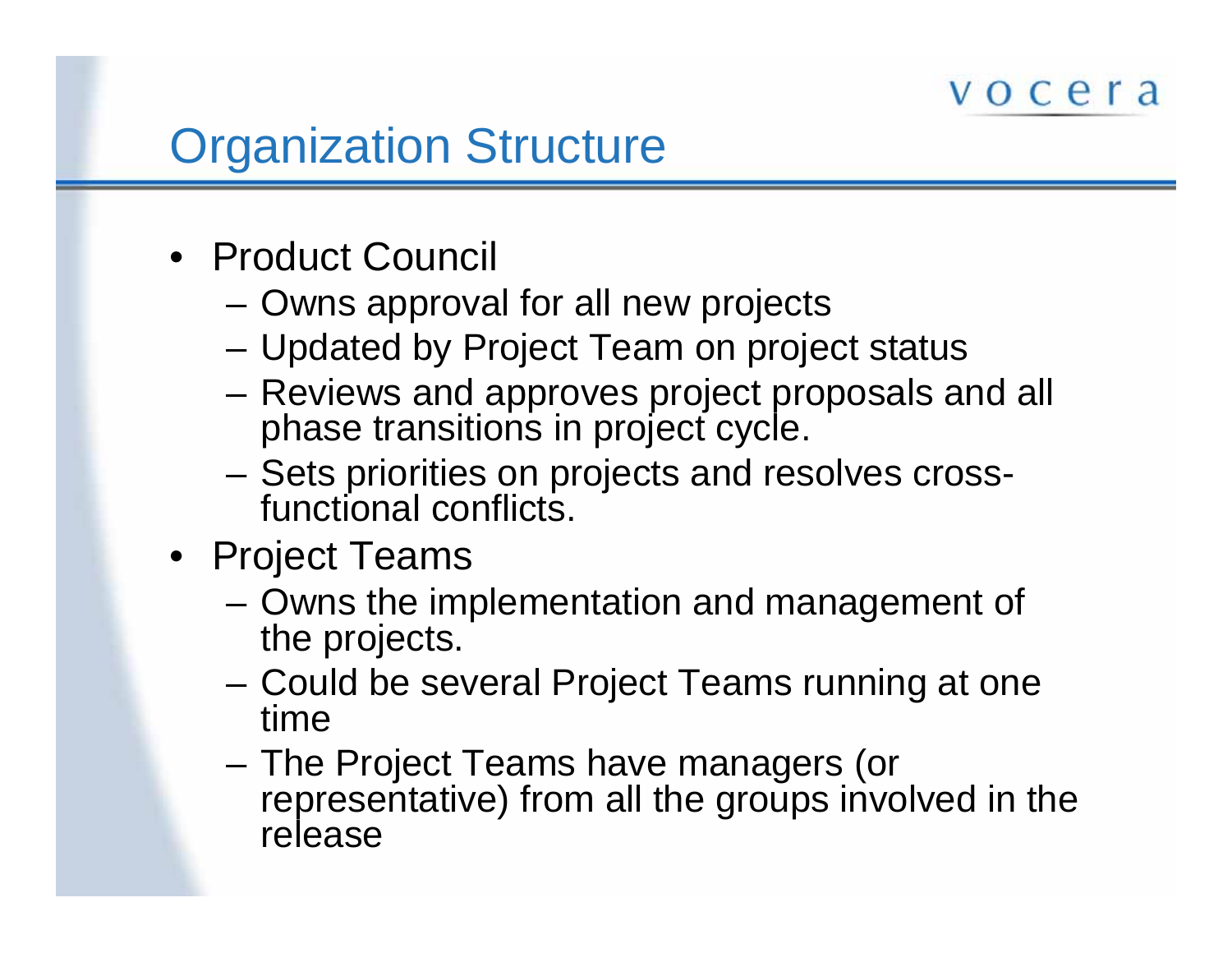# Organization Structure

- Product Council
  - Owns approval for all new projects
  - Updated by Project Team on project status
  - Reviews and approves project proposals and all phase transitions in project cycle.
  - Sets priorities on projects and resolves cross-functional conflicts.
- Project Teams
  - Owns the implementation and management of the projects.
  - Could be several Project Teams running at one time
  - The Project Teams have managers (or representative) from all the groups involved in the release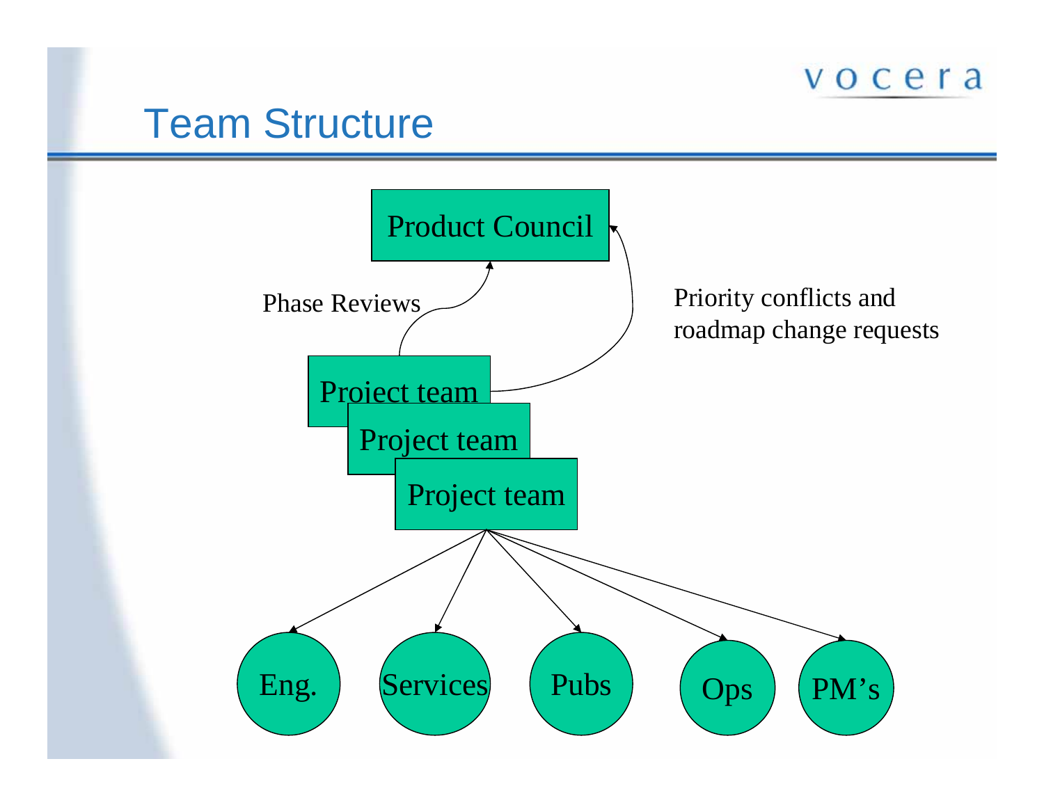# Team Structure

Product Council

Phase Reviews

Priority conflicts and roadmap change requests

Project team

Project team

Project team

Eng.

Services

Pubs

Ops

PM's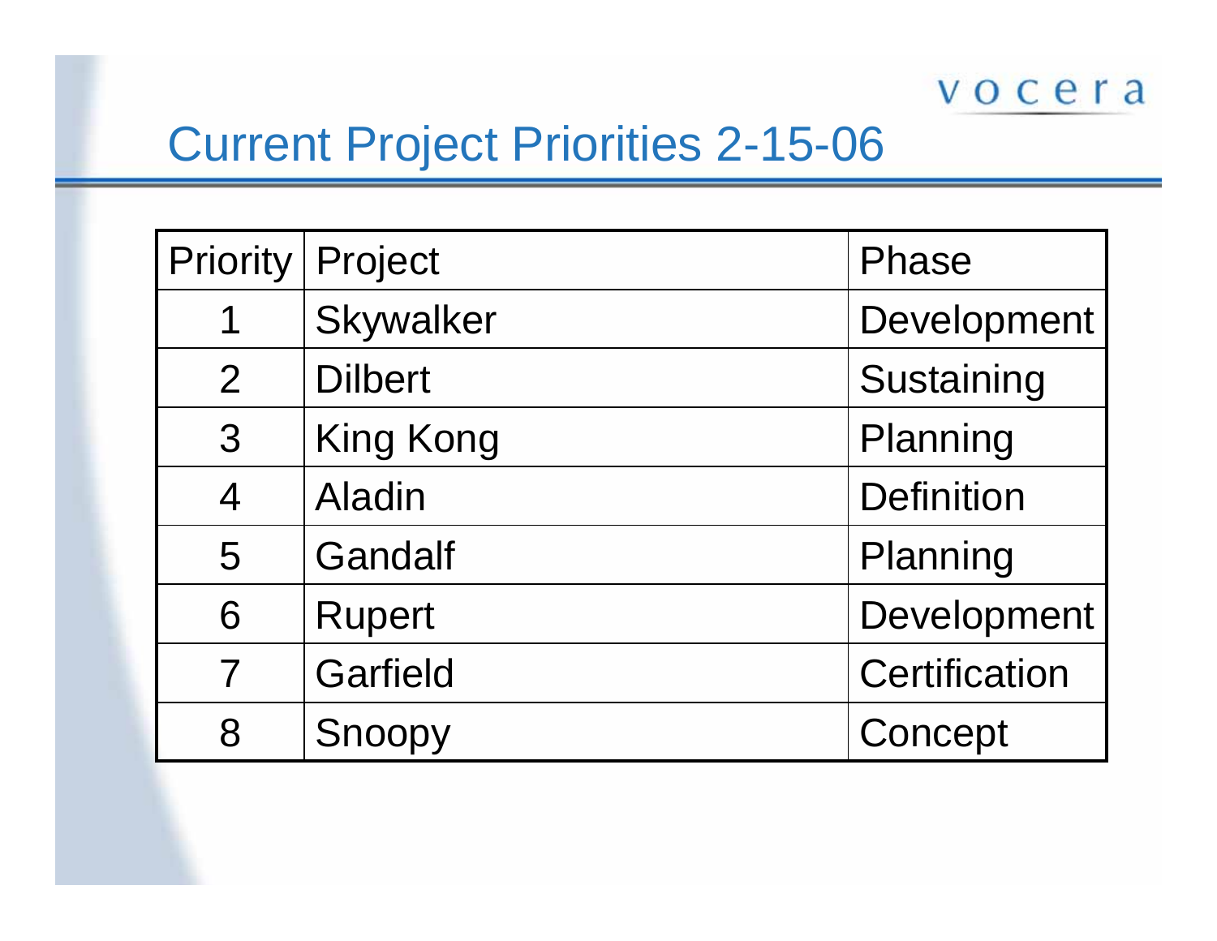# Current Project Priorities 2-15-06

| Priority | Project | Phase |
|---|---|---|
| 1 | Skywalker | Development |
| 2 | Dilbert | Sustaining |
| 3 | King Kong | Planning |
| 4 | Aladin | Definition |
| 5 | Gandalf | Planning |
| 6 | Rupert | Development |
| 7 | Garfield | Certification |
| 8 | Snoopy | Concept |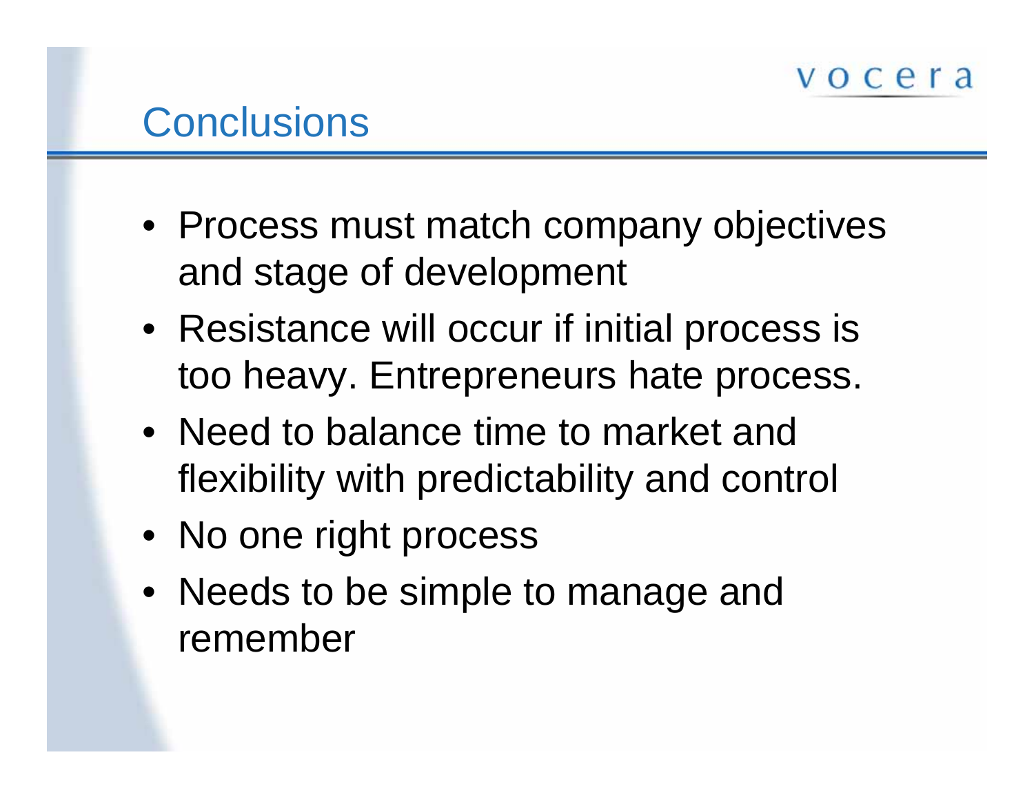# Conclusions

- Process must match company objectives and stage of development
- Resistance will occur if initial process is too heavy. Entrepreneurs hate process.
- Need to balance time to market and flexibility with predictability and control
- No one right process
- Needs to be simple to manage and remember